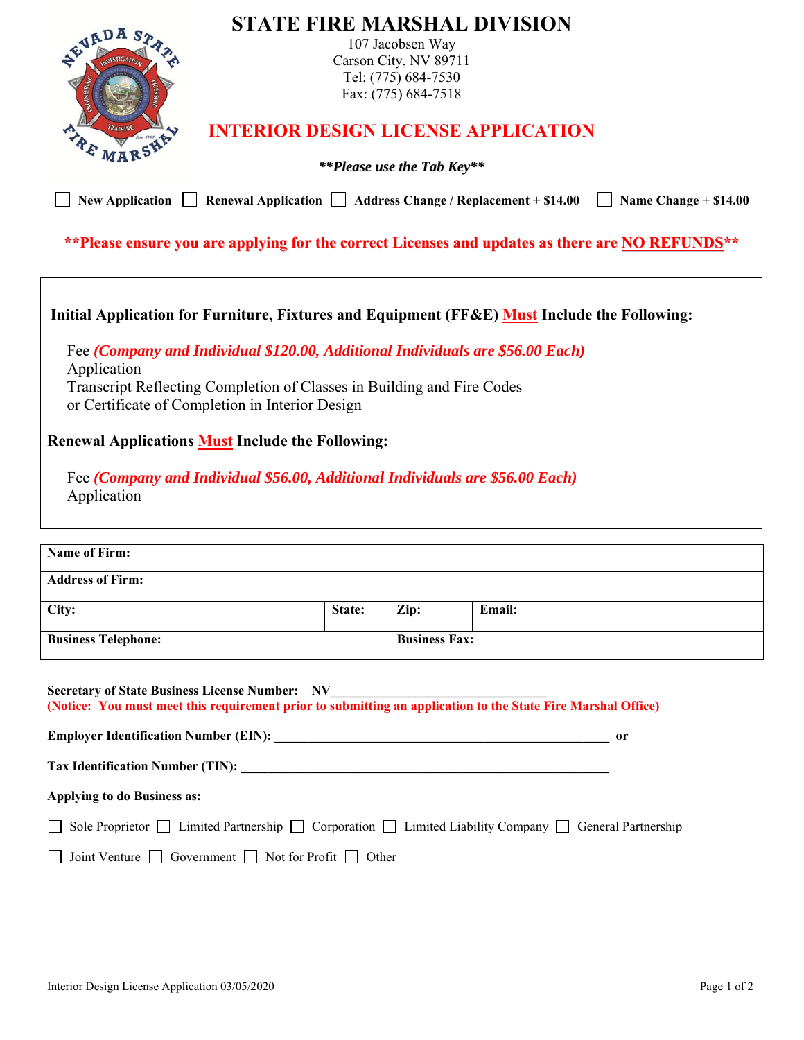# STATE FIRE MARSHAL DIVISION

107 Jacobsen Way
Carson City, NV 89711
Tel: (775) 684-7530
Fax: (775) 684-7518

## INTERIOR DESIGN LICENSE APPLICATION

***\*\*Please use the Tab Key\*\****

☐ **New Application** ☐ **Renewal Application** ☐ **Address Change / Replacement + $14.00** ☐ **Name Change + $14.00**

**\*\*Please ensure you are applying for the correct Licenses and updates as there are NO REFUNDS\*\***

**Initial Application for Furniture, Fixtures and Equipment (FF&E) Must Include the Following:**

Fee ***(Company and Individual $120.00, Additional Individuals are $56.00 Each)***
Application
Transcript Reflecting Completion of Classes in Building and Fire Codes
or Certificate of Completion in Interior Design

**Renewal Applications Must Include the Following:**

Fee ***(Company and Individual $56.00, Additional Individuals are $56.00 Each)***
Application

| **Name of Firm:** | | | |
|---|---|---|---|
| **Address of Firm:** | | | |
| **City:** | **State:** | **Zip:** | **Email:** |
| **Business Telephone:** | | **Business Fax:** | |

**Secretary of State Business License Number: NV________________________________**
**(Notice: You must meet this requirement prior to submitting an application to the State Fire Marshal Office)**

**Employer Identification Number (EIN): _______________________________________________ or**

**Tax Identification Number (TIN): ______________________________________________________**

**Applying to do Business as:**

☐ Sole Proprietor ☐ Limited Partnership ☐ Corporation ☐ Limited Liability Company ☐ General Partnership

☐ Joint Venture ☐ Government ☐ Not for Profit ☐ Other _____

Interior Design License Application 03/05/2020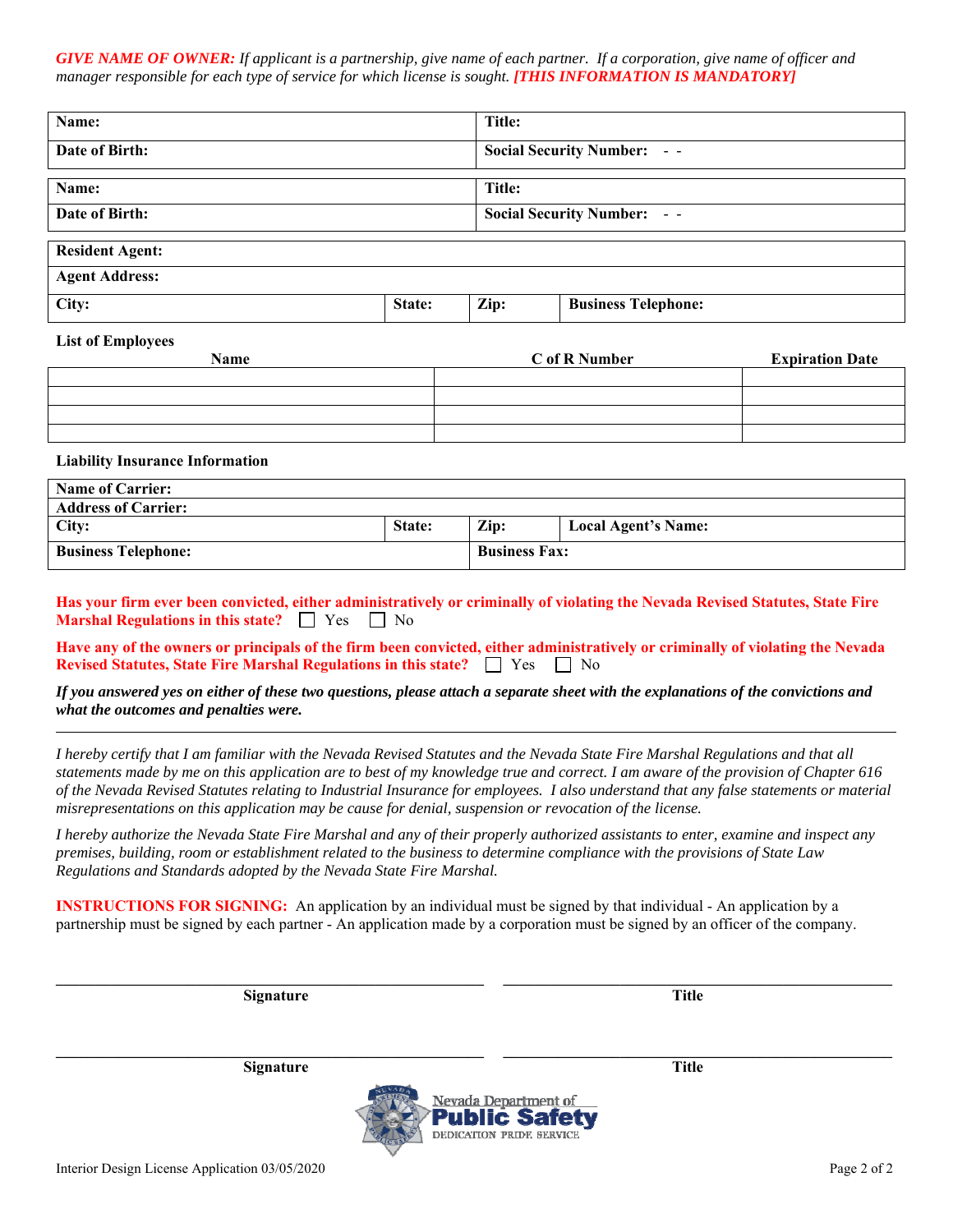***GIVE NAME OF OWNER:*** *If applicant is a partnership, give name of each partner. If a corporation, give name of officer and manager responsible for each type of service for which license is sought.* ***[THIS INFORMATION IS MANDATORY]***

| **Name:** | **Title:** |
|---|---|
| **Date of Birth:** | **Social Security Number:** - - |

| **Name:** | **Title:** |
|---|---|
| **Date of Birth:** | **Social Security Number:** - - |

| **Resident Agent:** | | | |
|---|---|---|---|
| **Agent Address:** | | | |
| **City:** | **State:** | **Zip:** | **Business Telephone:** |

**List of Employees**

| Name | C of R Number | Expiration Date |
|---|---|---|
| | | |
| | | |
| | | |
| | | |

**Liability Insurance Information**

| **Name of Carrier:** | | | |
|---|---|---|---|
| **Address of Carrier:** | | | |
| **City:** | **State:** | **Zip:** | **Local Agent's Name:** |
| **Business Telephone:** | | **Business Fax:** | |

**Has your firm ever been convicted, either administratively or criminally of violating the Nevada Revised Statutes, State Fire Marshal Regulations in this state?** ☐ Yes ☐ No

**Have any of the owners or principals of the firm been convicted, either administratively or criminally of violating the Nevada Revised Statutes, State Fire Marshal Regulations in this state?** ☐ Yes ☐ No

***If you answered yes on either of these two questions, please attach a separate sheet with the explanations of the convictions and what the outcomes and penalties were.***

---

*I hereby certify that I am familiar with the Nevada Revised Statutes and the Nevada State Fire Marshal Regulations and that all statements made by me on this application are to best of my knowledge true and correct. I am aware of the provision of Chapter 616 of the Nevada Revised Statutes relating to Industrial Insurance for employees. I also understand that any false statements or material misrepresentations on this application may be cause for denial, suspension or revocation of the license.*

*I hereby authorize the Nevada State Fire Marshal and any of their properly authorized assistants to enter, examine and inspect any premises, building, room or establishment related to the business to determine compliance with the provisions of State Law Regulations and Standards adopted by the Nevada State Fire Marshal.*

**INSTRUCTIONS FOR SIGNING:** An application by an individual must be signed by that individual - An application by a partnership must be signed by each partner - An application made by a corporation must be signed by an officer of the company.

| ______________________________ | ______________________________ |
|---|---|
| **Signature** | **Title** |
| ______________________________ | ______________________________ |
| **Signature** | **Title** |

Nevada Department of Public Safety
DEDICATION PRIDE SERVICE

Interior Design License Application 03/05/2020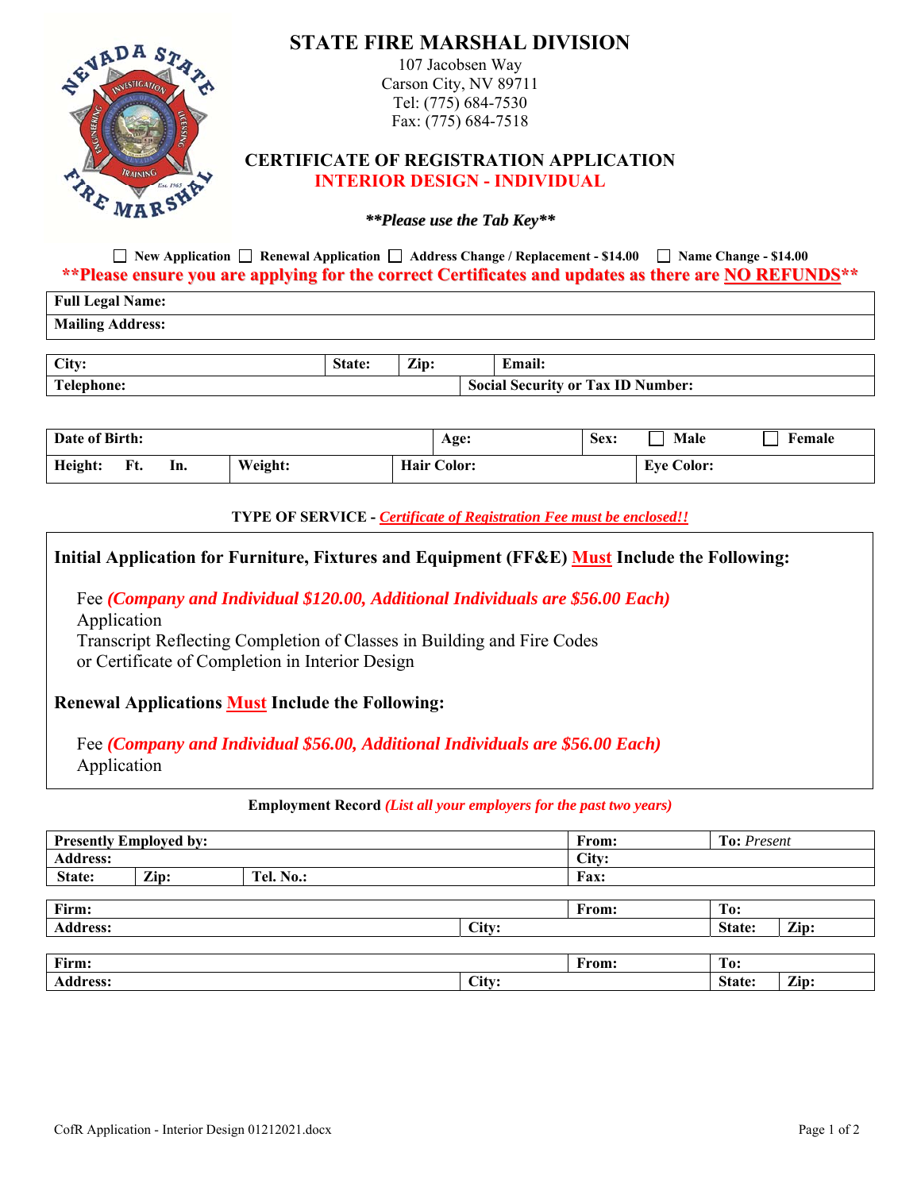# STATE FIRE MARSHAL DIVISION

107 Jacobsen Way
Carson City, NV 89711
Tel: (775) 684-7530
Fax: (775) 684-7518

## CERTIFICATE OF REGISTRATION APPLICATION
## INTERIOR DESIGN - INDIVIDUAL

***\*\*Please use the Tab Key\*\****

☐ New Application ☐ Renewal Application ☐ Address Change / Replacement - $14.00 ☐ Name Change - $14.00

**\*\*Please ensure you are applying for the correct Certificates and updates as there are NO REFUNDS\*\***

| **Full Legal Name:** | |
|---|---|
| **Mailing Address:** | |

| **City:** | **State:** | **Zip:** | **Email:** |
|---|---|---|---|
| **Telephone:** | | **Social Security or Tax ID Number:** | |

| **Date of Birth:** | | **Age:** | **Sex:** ☐ **Male** ☐ **Female** |
|---|---|---|---|
| **Height: Ft. In.** | **Weight:** | **Hair Color:** | **Eye Color:** |

**TYPE OF SERVICE -** ***Certificate of Registration Fee must be enclosed!!***

### Initial Application for Furniture, Fixtures and Equipment (FF&E) Must Include the Following:

Fee ***(Company and Individual $120.00, Additional Individuals are $56.00 Each)***
Application
Transcript Reflecting Completion of Classes in Building and Fire Codes
or Certificate of Completion in Interior Design

### Renewal Applications Must Include the Following:

Fee ***(Company and Individual $56.00, Additional Individuals are $56.00 Each)***
Application

**Employment Record** ***(List all your employers for the past two years)***

| **Presently Employed by:** | | | **From:** | **To:** *Present* |
|---|---|---|---|---|
| **Address:** | | | **City:** | |
| **State:** | **Zip:** | **Tel. No.:** | **Fax:** | |

| **Firm:** | | **From:** | **To:** | |
|---|---|---|---|---|
| **Address:** | **City:** | | **State:** | **Zip:** |

| **Firm:** | | **From:** | **To:** | |
|---|---|---|---|---|
| **Address:** | **City:** | | **State:** | **Zip:** |

CofR Application - Interior Design 01212021.docx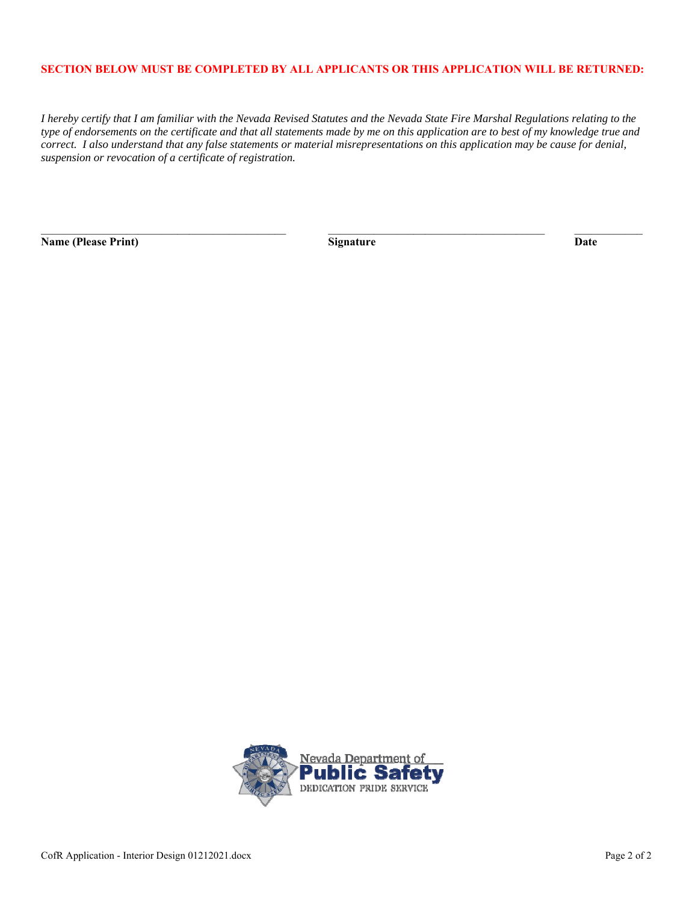**SECTION BELOW MUST BE COMPLETED BY ALL APPLICANTS OR THIS APPLICATION WILL BE RETURNED:**

*I hereby certify that I am familiar with the Nevada Revised Statutes and the Nevada State Fire Marshal Regulations relating to the type of endorsements on the certificate and that all statements made by me on this application are to best of my knowledge true and correct. I also understand that any false statements or material misrepresentations on this application may be cause for denial, suspension or revocation of a certificate of registration.*

_____________________________________________ &nbsp;&nbsp;&nbsp; ________________________________________ &nbsp;&nbsp;&nbsp; ____________

**Name (Please Print)** &nbsp;&nbsp;&nbsp; **Signature** &nbsp;&nbsp;&nbsp; **Date**

Nevada Department of
Public Safety
DEDICATION PRIDE SERVICE

CofR Application - Interior Design 01212021.docx